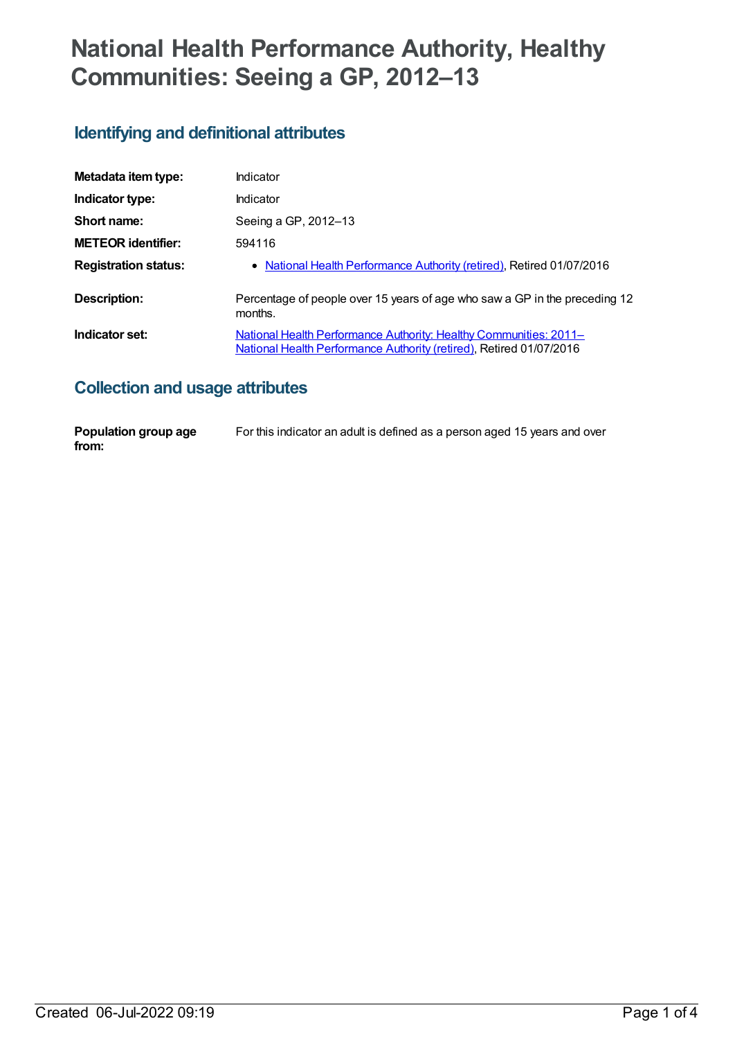# National Health Performance Authority, Healthy Communities: Seeing a GP, 2012–13

## Identifying and definitional attributes

| | |
|---|---|
| **Metadata item type:** | Indicator |
| **Indicator type:** | Indicator |
| **Short name:** | Seeing a GP, 2012–13 |
| **METEOR identifier:** | 594116 |
| **Registration status:** | • National Health Performance Authority (retired), Retired 01/07/2016 |
| **Description:** | Percentage of people over 15 years of age who saw a GP in the preceding 12 months. |
| **Indicator set:** | National Health Performance Authority: Healthy Communities: 2011– National Health Performance Authority (retired), Retired 01/07/2016 |

## Collection and usage attributes

| | |
|---|---|
| **Population group age from:** | For this indicator an adult is defined as a person aged 15 years and over |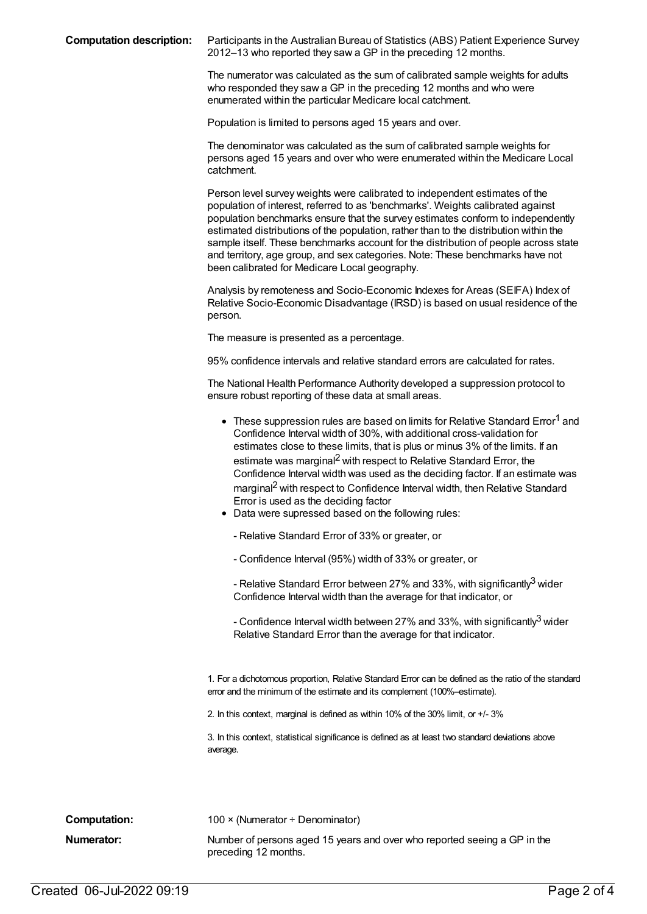**Computation description:** Participants in the Australian Bureau of Statistics (ABS) Patient Experience Survey 2012–13 who reported they saw a GP in the preceding 12 months.

The numerator was calculated as the sum of calibrated sample weights for adults who responded they saw a GP in the preceding 12 months and who were enumerated within the particular Medicare local catchment.

Population is limited to persons aged 15 years and over.

The denominator was calculated as the sum of calibrated sample weights for persons aged 15 years and over who were enumerated within the Medicare Local catchment.

Person level survey weights were calibrated to independent estimates of the population of interest, referred to as 'benchmarks'. Weights calibrated against population benchmarks ensure that the survey estimates conform to independently estimated distributions of the population, rather than to the distribution within the sample itself. These benchmarks account for the distribution of people across state and territory, age group, and sex categories. Note: These benchmarks have not been calibrated for Medicare Local geography.

Analysis by remoteness and Socio-Economic Indexes for Areas (SEIFA) Index of Relative Socio-Economic Disadvantage (IRSD) is based on usual residence of the person.

The measure is presented as a percentage.

95% confidence intervals and relative standard errors are calculated for rates.

The National Health Performance Authority developed a suppression protocol to ensure robust reporting of these data at small areas.

- These suppression rules are based on limits for Relative Standard Error[1] and Confidence Interval width of 30%, with additional cross-validation for estimates close to these limits, that is plus or minus 3% of the limits. If an estimate was marginal[2] with respect to Relative Standard Error, the Confidence Interval width was used as the deciding factor. If an estimate was marginal[2] with respect to Confidence Interval width, then Relative Standard Error is used as the deciding factor
- Data were supressed based on the following rules:

  - Relative Standard Error of 33% or greater, or

  - Confidence Interval (95%) width of 33% or greater, or

  - Relative Standard Error between 27% and 33%, with significantly[3] wider Confidence Interval width than the average for that indicator, or

  - Confidence Interval width between 27% and 33%, with significantly[3] wider Relative Standard Error than the average for that indicator.

1. For a dichotomous proportion, Relative Standard Error can be defined as the ratio of the standard error and the minimum of the estimate and its complement (100%–estimate).

2. In this context, marginal is defined as within 10% of the 30% limit, or +/- 3%

3. In this context, statistical significance is defined as at least two standard deviations above average.

**Computation:** 100 × (Numerator ÷ Denominator)

**Numerator:** Number of persons aged 15 years and over who reported seeing a GP in the preceding 12 months.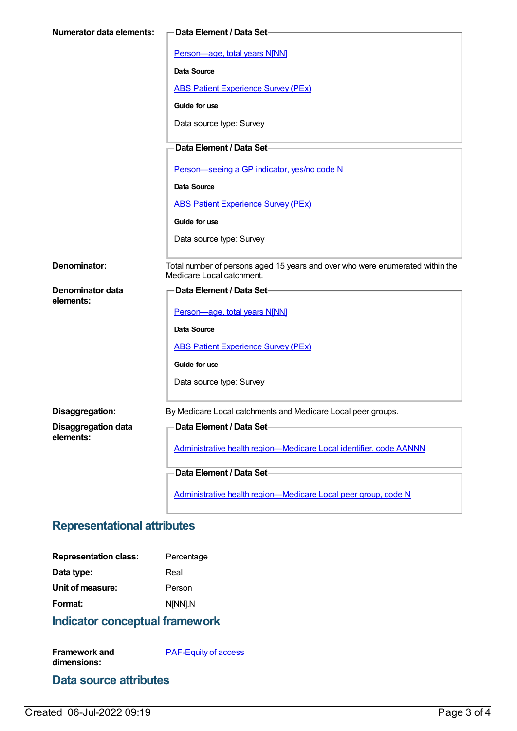**Numerator data elements:**

**Data Element / Data Set**

[Person—age, total years N[NN]]

**Data Source**

[ABS Patient Experience Survey (PEx)]

**Guide for use**

Data source type: Survey

**Data Element / Data Set**

[Person—seeing a GP indicator, yes/no code N]

**Data Source**

[ABS Patient Experience Survey (PEx)]

**Guide for use**

Data source type: Survey

**Denominator:** Total number of persons aged 15 years and over who were enumerated within the Medicare Local catchment.

**Denominator data elements:**

**Data Element / Data Set**

[Person—age, total years N[NN]]

**Data Source**

[ABS Patient Experience Survey (PEx)]

**Guide for use**

Data source type: Survey

**Disaggregation:** By Medicare Local catchments and Medicare Local peer groups.

**Disaggregation data elements:**

**Data Element / Data Set**

[Administrative health region—Medicare Local identifier, code AANNN]

**Data Element / Data Set**

[Administrative health region—Medicare Local peer group, code N]

## Representational attributes

**Representation class:** Percentage

**Data type:** Real

**Unit of measure:** Person

**Format:** N[NN].N

## Indicator conceptual framework

**Framework and dimensions:** [PAF-Equity of access]

## Data source attributes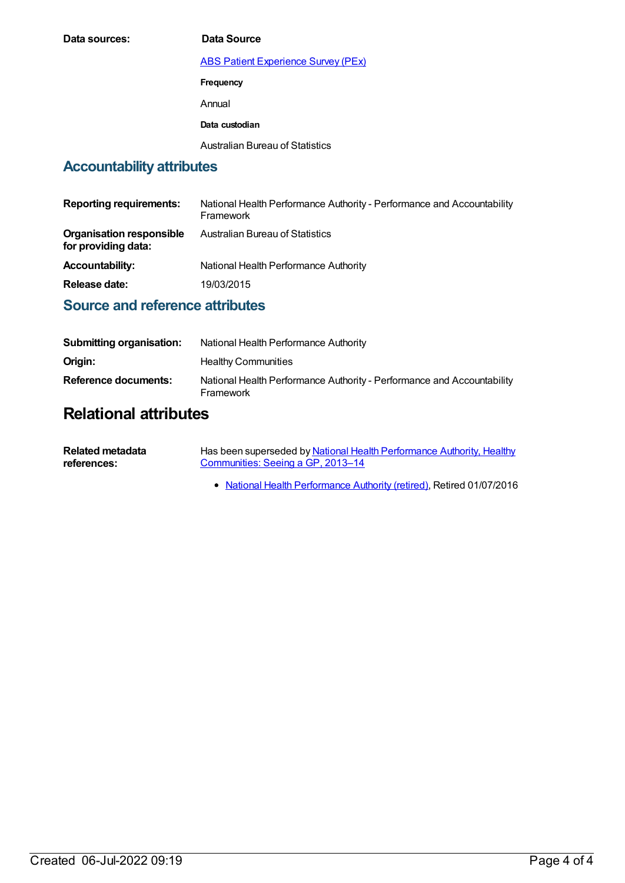**Data sources:**

**Data Source**

[ABS Patient Experience Survey (PEx)]

**Frequency**

Annual

**Data custodian**

Australian Bureau of Statistics

## Accountability attributes

| | |
|---|---|
| **Reporting requirements:** | National Health Performance Authority - Performance and Accountability Framework |
| **Organisation responsible for providing data:** | Australian Bureau of Statistics |
| **Accountability:** | National Health Performance Authority |
| **Release date:** | 19/03/2015 |

## Source and reference attributes

| | |
|---|---|
| **Submitting organisation:** | National Health Performance Authority |
| **Origin:** | Healthy Communities |
| **Reference documents:** | National Health Performance Authority - Performance and Accountability Framework |

# Relational attributes

**Related metadata references:**

Has been superseded by National Health Performance Authority, Healthy Communities: Seeing a GP, 2013–14

- National Health Performance Authority (retired), Retired 01/07/2016